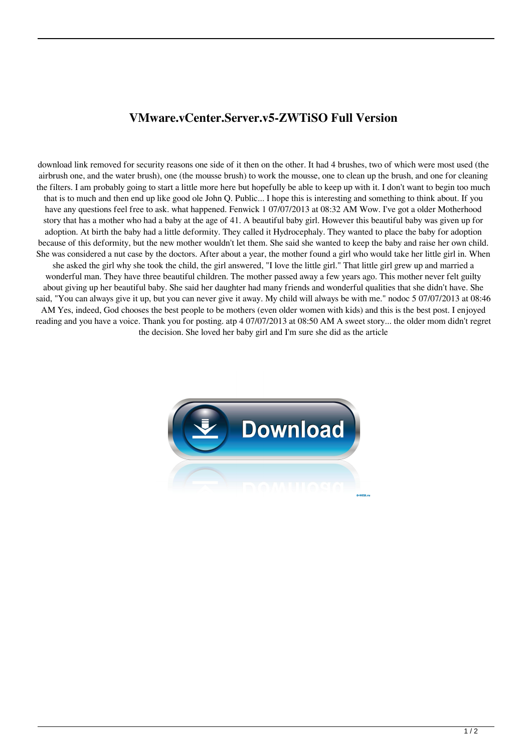# VMware.vCenter.Server.v5-ZWTiSO Full Version

download link removed for security reasons one side of it then on the other. It had 4 brushes, two of which were most used (the airbrush one, and the water brush), one (the mousse brush) to work the mousse, one to clean up the brush, and one for cleaning the filters. I am probably going to start a little more here but hopefully be able to keep up with it. I don't want to begin too much that is to much and then end up like good ole John Q. Public... I hope this is interesting and something to think about. If you have any questions feel free to ask. what happened. Fenwick 1 07/07/2013 at 08:32 AM Wow. I've got a older Motherhood story that has a mother who had a baby at the age of 41. A beautiful baby girl. However this beautiful baby was given up for adoption. At birth the baby had a little deformity. They called it Hydrocephaly. They wanted to place the baby for adoption because of this deformity, but the new mother wouldn't let them. She said she wanted to keep the baby and raise her own child. She was considered a nut case by the doctors. After about a year, the mother found a girl who would take her little girl in. When she asked the girl why she took the child, the girl answered, "I love the little girl." That little girl grew up and married a wonderful man. They have three beautiful children. The mother passed away a few years ago. This mother never felt guilty about giving up her beautiful baby. She said her daughter had many friends and wonderful qualities that she didn't have. She said, "You can always give it up, but you can never give it away. My child will always be with me." nodoc 5 07/07/2013 at 08:46 AM Yes, indeed, God chooses the best people to be mothers (even older women with kids) and this is the best post. I enjoyed reading and you have a voice. Thank you for posting. atp 4 07/07/2013 at 08:50 AM A sweet story... the older mom didn't regret the decision. She loved her baby girl and I'm sure she did as the article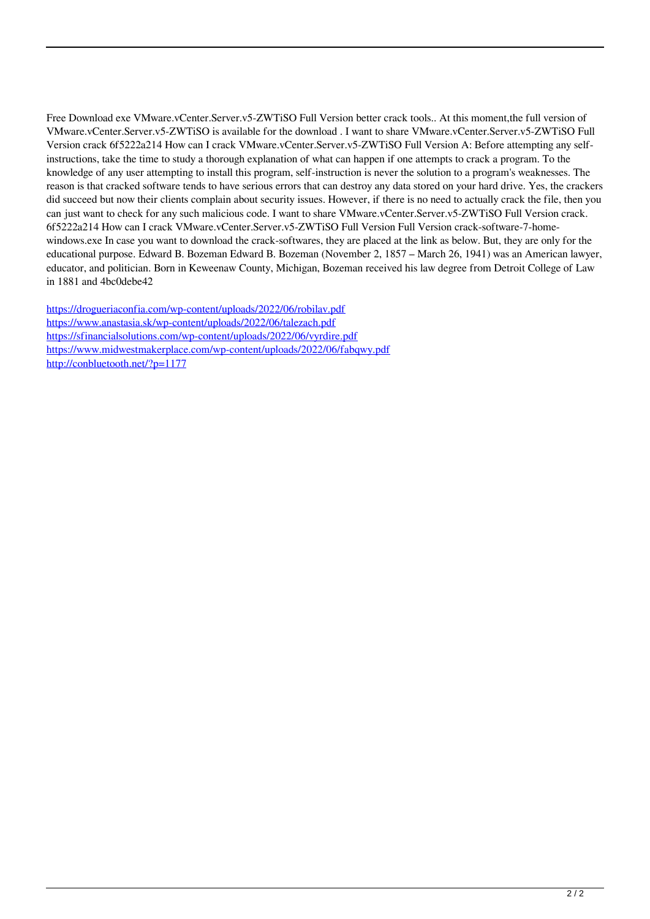Free Download exe VMware.vCenter.Server.v5-ZWTiSO Full Version better crack tools.. At this moment,the full version of VMware.vCenter.Server.v5-ZWTiSO is available for the download . I want to share VMware.vCenter.Server.v5-ZWTiSO Full Version crack 6f5222a214 How can I crack VMware.vCenter.Server.v5-ZWTiSO Full Version A: Before attempting any self-instructions, take the time to study a thorough explanation of what can happen if one attempts to crack a program. To the knowledge of any user attempting to install this program, self-instruction is never the solution to a program's weaknesses. The reason is that cracked software tends to have serious errors that can destroy any data stored on your hard drive. Yes, the crackers did succeed but now their clients complain about security issues. However, if there is no need to actually crack the file, then you can just want to check for any such malicious code. I want to share VMware.vCenter.Server.v5-ZWTiSO Full Version crack. 6f5222a214 How can I crack VMware.vCenter.Server.v5-ZWTiSO Full Version Full Version crack-software-7-home-windows.exe In case you want to download the crack-softwares, they are placed at the link as below. But, they are only for the educational purpose. Edward B. Bozeman Edward B. Bozeman (November 2, 1857 – March 26, 1941) was an American lawyer, educator, and politician. Born in Keweenaw County, Michigan, Bozeman received his law degree from Detroit College of Law in 1881 and 4bc0debe42

https://drogueriaconfia.com/wp-content/uploads/2022/06/robilav.pdf
https://www.anastasia.sk/wp-content/uploads/2022/06/talezach.pdf
https://sfinancialsolutions.com/wp-content/uploads/2022/06/vyrdire.pdf
https://www.midwestmakerplace.com/wp-content/uploads/2022/06/fabqwy.pdf
http://conbluetooth.net/?p=1177